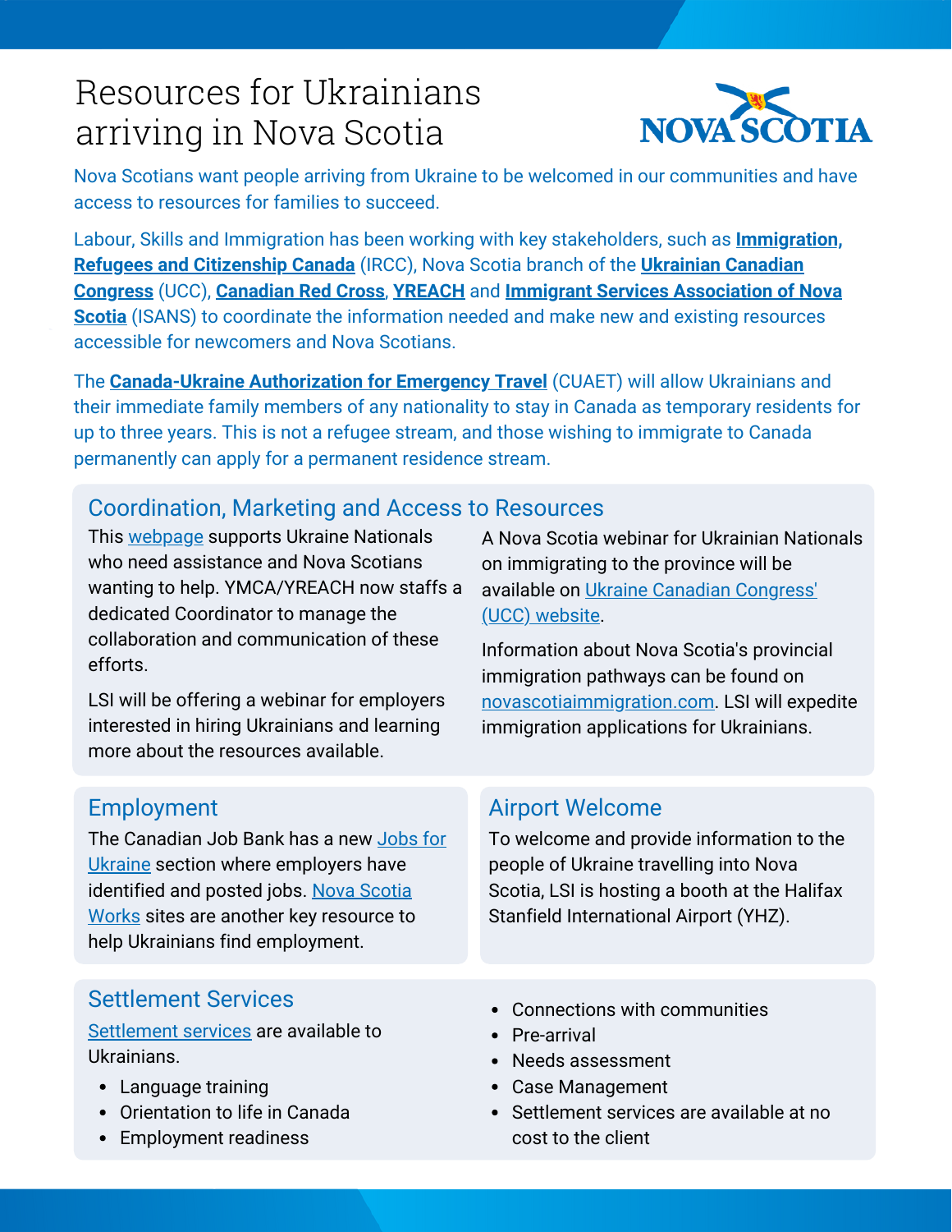# Resources for Ukrainians arriving in Nova Scotia

Nova Scotians want people arriving from Ukraine to be welcomed in our communities and have access to resources for families to succeed.

Labour, Skills and Immigration has been working with key stakeholders, such as **Immigration, Refugees and Citizenship Canada** (IRCC), Nova Scotia branch of the **Ukrainian Canadian Congress** (UCC), **Canadian Red Cross**, **YREACH** and **Immigrant Services Association of Nova Scotia** (ISANS) to coordinate the information needed and make new and existing resources accessible for newcomers and Nova Scotians.

The **Canada-Ukraine Authorization for Emergency Travel** (CUAET) will allow Ukrainians and their immediate family members of any nationality to stay in Canada as temporary residents for up to three years. This is not a refugee stream, and those wishing to immigrate to Canada permanently can apply for a permanent residence stream.

## Coordination, Marketing and Access to Resources

This webpage supports Ukraine Nationals who need assistance and Nova Scotians wanting to help. YMCA/YREACH now staffs a dedicated Coordinator to manage the collaboration and communication of these efforts.

LSI will be offering a webinar for employers interested in hiring Ukrainians and learning more about the resources available.

A Nova Scotia webinar for Ukrainian Nationals on immigrating to the province will be available on Ukraine Canadian Congress' (UCC) website.

Information about Nova Scotia's provincial immigration pathways can be found on novascotiaimmigration.com. LSI will expedite immigration applications for Ukrainians.

## Employment

The Canadian Job Bank has a new Jobs for Ukraine section where employers have identified and posted jobs. Nova Scotia Works sites are another key resource to help Ukrainians find employment.

## Airport Welcome

To welcome and provide information to the people of Ukraine travelling into Nova Scotia, LSI is hosting a booth at the Halifax Stanfield International Airport (YHZ).

## Settlement Services

Settlement services are available to Ukrainians.

- Language training
- Orientation to life in Canada
- Employment readiness
- Connections with communities
- Pre-arrival
- Needs assessment
- Case Management
- Settlement services are available at no cost to the client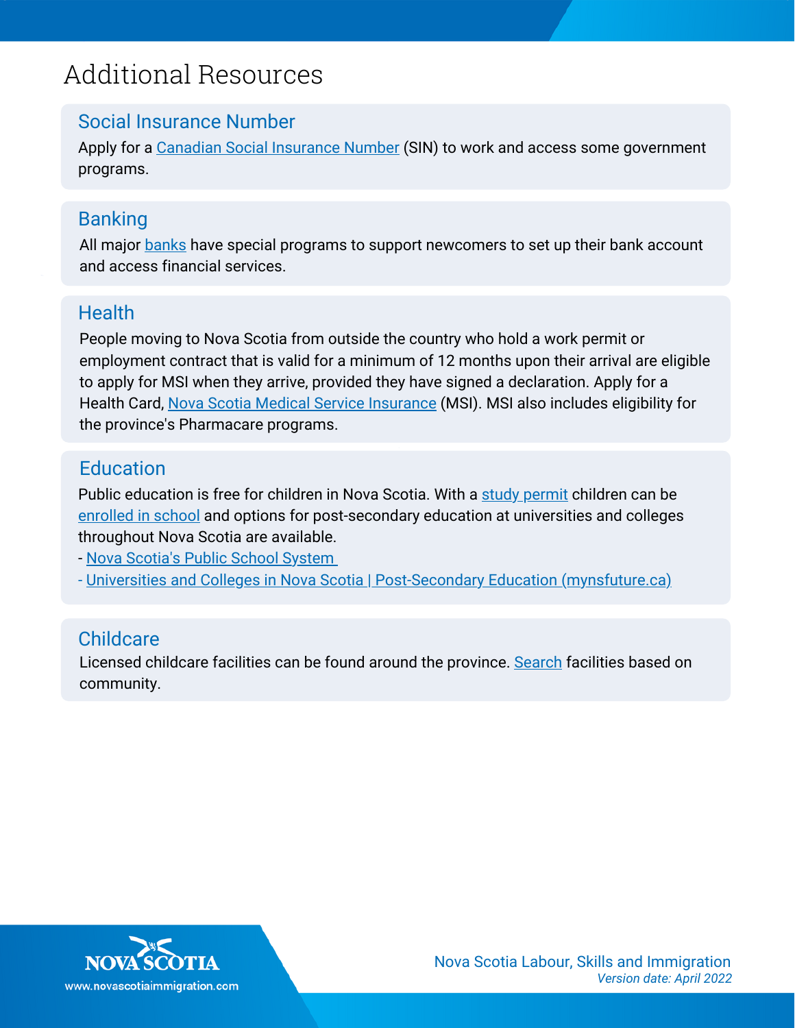# Additional Resources

## Social Insurance Number

Apply for a Canadian Social Insurance Number (SIN) to work and access some government programs.

## Banking

All major banks have special programs to support newcomers to set up their bank account and access financial services.

## Health

People moving to Nova Scotia from outside the country who hold a work permit or employment contract that is valid for a minimum of 12 months upon their arrival are eligible to apply for MSI when they arrive, provided they have signed a declaration. Apply for a Health Card, Nova Scotia Medical Service Insurance (MSI). MSI also includes eligibility for the province's Pharmacare programs.

## Education

Public education is free for children in Nova Scotia. With a study permit children can be enrolled in school and options for post-secondary education at universities and colleges throughout Nova Scotia are available.

- Nova Scotia's Public School System
- Universities and Colleges in Nova Scotia | Post-Secondary Education (mynsfuture.ca)

## Childcare

Licensed childcare facilities can be found around the province. Search facilities based on community.